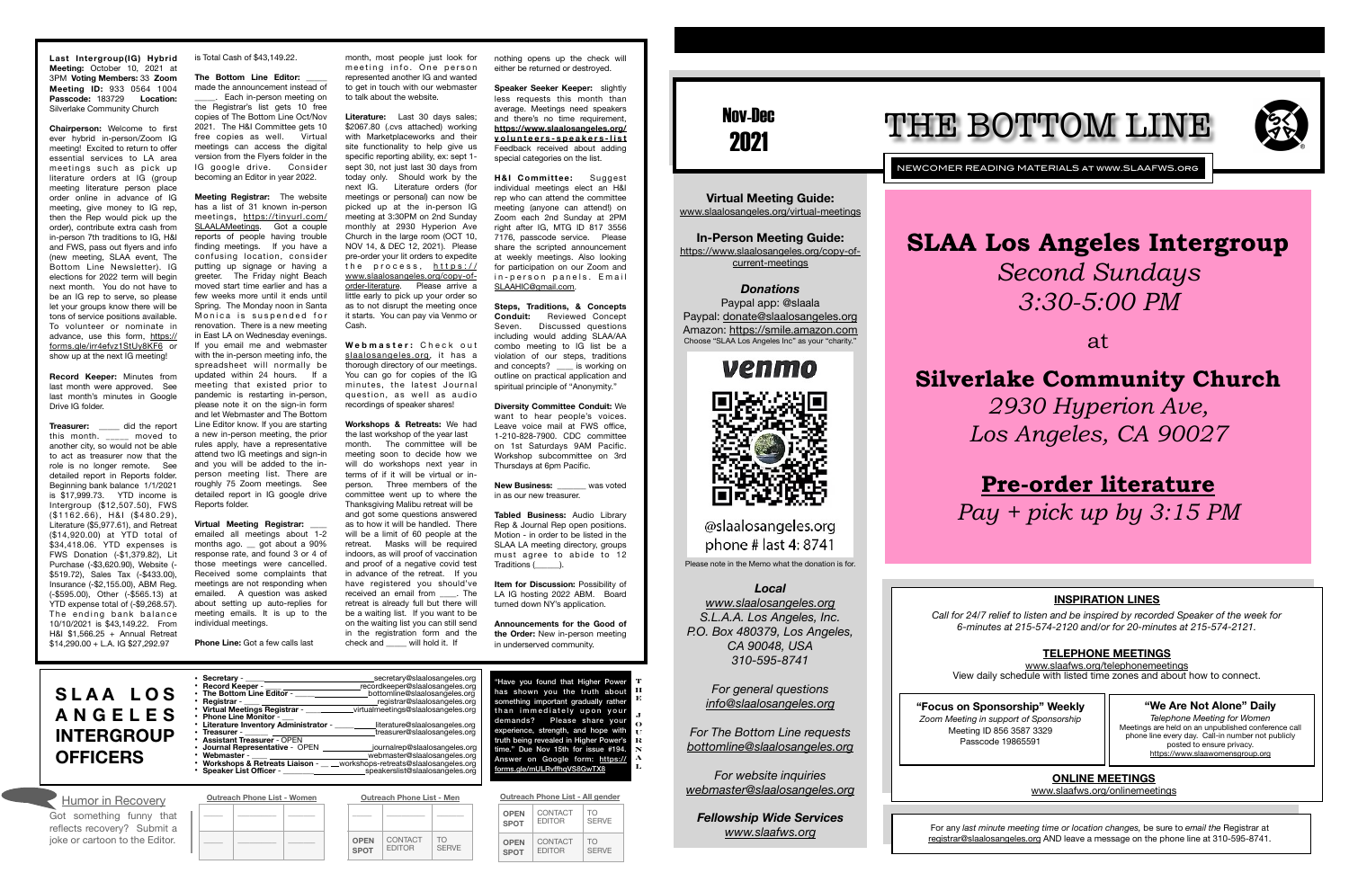**Last Intergroup(IG) Hybrid Meeting:** October 10, 2021 at 3PM **Voting Members:** 33 **Zoom Meeting ID:** 933 0564 1004 **Passcode:** 183729 **Location:** Silverlake Community Church

**Chairperson:** Welcome to first ever hybrid in-person/Zoom IG meeting! Excited to return to offer essential services to LA area meetings such as pick up literature orders at IG (group meeting literature person place order online in advance of IG meeting, give money to IG rep, then the Rep would pick up the order), contribute extra cash from in-person 7th traditions to IG, H&I and FWS, pass out flyers and info (new meeting, SLAA event, The Bottom Line Newsletter). IG elections for 2022 term will begin next month. You do not have to be an IG rep to serve, so please let your groups know there will be tons of service positions available. To volunteer or nominate in advance, use this form, https://forms.gle/irr4efvz1StUy8KF6 or show up at the next IG meeting!

**Record Keeper:** Minutes from last month were approved. See last month's minutes in Google Drive IG folder.

**Treasurer:** _____ did the report this month. _____ moved to another city, so would not be able to act as treasurer now that the role is no longer remote. See detailed report in Reports folder. Beginning bank balance 1/1/2021 is $17,999.73. YTD income is Intergroup ($12,507.50), FWS ($1162.66), H&I ($480.29), Literature ($5,977.61), and Retreat ($14,920.00) at YTD total of $34,418.06. YTD expenses is FWS Donation (-$1,379.82), Lit Purchase (-$3,620.90), Website (-$519.72), Sales Tax (-$433.00), Insurance (-$2,155.00), ABM Reg. (-$595.00), Other (-$565.13) at YTD expense total of (-$9,268.57). The ending bank balance 10/10/2021 is $43,149.22. From H&I $1,566.25 + Annual Retreat $14,290.00 + L.A. IG $27,292.97 is Total Cash of $43,149.22.

**The Bottom Line Editor:** _____ made the announcement instead of _____. Each in-person meeting on the Registrar's list gets 10 free copies of The Bottom Line Oct/Nov 2021. The H&I Committee gets 10 free copies as well. Virtual meetings can access the digital version from the Flyers folder in the IG google drive. Consider becoming an Editor in year 2022.

**Meeting Registrar:** The website has a list of 31 known in-person meetings, https://tinyurl.com/SLAALAMeetings. Got a couple reports of people having trouble finding meetings. If you have a confusing location, consider putting up signage or having a greeter. The Friday night Beach moved start time earlier and has a few weeks more until it ends until Spring. The Monday noon in Santa Monica is suspended for renovation. There is a new meeting in East LA on Wednesday evenings. If you email me and webmaster with the in-person meeting info, the spreadsheet will normally be updated within 24 hours. If a meeting that existed prior to pandemic is restarting in-person, please note it on the sign-in form and let Webmaster and The Bottom Line Editor know. If you are starting a new in-person meeting, the prior rules apply, have a representative attend two IG meetings and sign-in and you will be added to the in-person meeting list. There are roughly 75 Zoom meetings. See detailed report in IG google drive Reports folder.

**Virtual Meeting Registrar:** ___ emailed all meetings about 1-2 months ago. __ got about a 90% response rate, and found 3 or 4 of those meetings were cancelled. Received some complaints that meetings are not responding when emailed. A question was asked about setting up auto-replies for meeting emails. It is up to the individual meetings.

**Phone Line:** Got a few calls last month, most people just look for meeting info. One person represented another IG and wanted to get in touch with our webmaster to talk about the website.

**Literature:** Last 30 days sales; $2067.80 (.xvs attached) working with Marketplaceworks and their site functionality to help give us specific reporting ability, ex: sept 1-sept 30, not just last 30 days from today only. Should work by the next IG. Literature orders (for meetings or personal) can now be picked up at the in-person IG meeting at 3:30PM on 2nd Sunday monthly at 2930 Hyperion Ave Church in the large room (OCT 10, NOV 14, & DEC 12, 2021). Please pre-order your lit orders to expedite the process, https://www.slaalosangeles.org/copy-of-order-literature. Please arrive a little early to pick up your order so as to not disrupt the meeting once it starts. You can pay via Venmo or Cash.

**Webmaster:** Check out slaalosangeles.org, it has a thorough directory of our meetings. You can go for copies of the IG minutes, the latest Journal question, as well as audio recordings of speaker shares!

**Workshops & Retreats:** We had the last workshop of the year last month. The committee will be meeting soon to decide how we will do workshops next year in terms of if it will be virtual or in-person. Three members of the committee went up to where the Thanksgiving Malibu retreat will be and got some questions answered as to how it will be handled. There will be a limit of 60 people at the retreat. Masks will be required indoors, as will proof of vaccination and proof of a negative covid test in advance of the retreat. If you have registered you should've received an email from ____. The retreat is already full but there will be a waiting list. If you want to be on the waiting list you can still send in the registration form and the check and _____ will hold it. If nothing opens up the check will either be returned or destroyed.

**Speaker Seeker Keeper:** slightly less requests this month than average. Meetings need speakers and there's no time requirement, **https://www.slaalosangeles.org/volunteers-speakers-list** Feedback received about adding special categories on the list.

**H&I Committee:** Suggest individual meetings elect an H&I rep who can attend the committee meeting (anyone can attend!) on Zoom each 2nd Sunday at 2PM right after IG, MTG ID 817 3556 7176, passcode service. Please share the scripted announcement at weekly meetings. Also looking for participation on our Zoom and in-person panels. Email SLAAHIC@gmail.com.

**Steps, Traditions, & Concepts Conduit:** Reviewed Concept Seven. Discussed questions including would adding SLAA/AA combo meeting to IG list be a violation of our steps, traditions and concepts? ____ is working on outline on practical application and spiritual principle of "Anonymity."

**Diversity Committee Conduit:** We want to hear people's voices. Leave voice mail at FWS office, 1-210-828-7900. CDC committee on 1st Saturdays 9AM Pacific. Workshop subcommittee on 3rd Thursdays at 6pm Pacific.

**New Business:** _______ was voted in as our new treasurer.

**Tabled Business:** Audio Library Rep & Journal Rep open positions. Motion - in order to be listed in the SLAA LA meeting directory, groups must agree to abide to 12 Traditions (_____).

**Item for Discussion:** Possibility of LA IG hosting 2022 ABM. Board turned down NY's application.

**Announcements for the Good of the Order:** New in-person meeting in underserved community.

# SLAA LOS ANGELES INTERGROUP OFFICERS

- **Secretary** - _______ secretary@slaalosangeles.org
- **Record Keeper** - _______ recordkeeper@slaalosangeles.org
- **The Bottom Line Editor** - _______ bottomline@slaalosangeles.org
- **Registrar** - _______ registrar@slaalosangeles.org
- **Virtual Meetings Registrar** - _______ virtualmeetings@slaalosangeles.org
- **Phone Line Monitor** - _______
- **Literature Inventory Administrator** - _______ literature@slaalosangeles.org
- **Treasurer** - _______ treasurer@slaalosangeles.org
- **Assistant Treasurer** - OPEN
- **Journal Representative** - OPEN journalrep@slaalosangeles.org
- **Webmaster** - _______ webmaster@slaalosangeles.org
- **Workshops & Retreats Liaison** - _______ workshops-retreats@slaalosangeles.org
- **Speaker List Officer** - _______ speakerslist@slaalosangeles.org

**THE JOURNAL**

"Have you found that Higher Power has shown you the truth about something important gradually rather than immediately upon your demands? Please share your experience, strength, and hope with truth being revealed in Higher Power's time." Due Nov 15th for issue #194. Answer on Google form: https://forms.gle/mULRvffhqVS8GwTX8

## Humor in Recovery

Got something funny that reflects recovery? Submit a joke or cartoon to the Editor.

**Outreach Phone List - Women**

| | | |
|---|---|---|
| _____ | _____ | _____ |
| _____ | _____ | _____ |

**Outreach Phone List - Men**

| | | |
|---|---|---|
| _____ | _____ | _____ |
| OPEN SPOT | CONTACT EDITOR | TO SERVE |

**Outreach Phone List - All gender**

| | | |
|---|---|---|
| OPEN SPOT | CONTACT EDITOR | TO SERVE |
| OPEN SPOT | CONTACT EDITOR | TO SERVE |

# THE BOTTOM LINE

**Nov-Dec 2021**

NEWCOMER READING MATERIALS AT WWW.SLAAFWS.ORG

**Virtual Meeting Guide:**
www.slaalosangeles.org/virtual-meetings

**In-Person Meeting Guide:**
https://www.slaalosangeles.org/copy-of-current-meetings

***Donations***

Paypal app: @slaala
Paypal: donate@slaalosangeles.org
Amazon: https://smile.amazon.com
Choose "SLAA Los Angeles Inc" as your "charity."

venmo
@slaalosangeles.org
phone # last 4: 8741

Please note in the Memo what the donation is for.

***Local***

*www.slaalosangeles.org*
*S.L.A.A. Los Angeles, Inc.*
*P.O. Box 480379, Los Angeles, CA 90048, USA*
*310-595-8741*

*For general questions*
*info@slaalosangeles.org*

*For The Bottom Line requests*
*bottomline@slaalosangeles.org*

*For website inquiries*
*webmaster@slaalosangeles.org*

***Fellowship Wide Services***
*www.slaafws.org*

## SLAA Los Angeles Intergroup

*Second Sundays*
*3:30-5:00 PM*

at

## Silverlake Community Church

*2930 Hyperion Ave,*
*Los Angeles, CA 90027*

## Pre-order literature

*Pay + pick up by 3:15 PM*

### INSPIRATION LINES

*Call for 24/7 relief to listen and be inspired by recorded Speaker of the week for 6-minutes at 215-574-2120 and/or for 20-minutes at 215-574-2121.*

### TELEPHONE MEETINGS

www.slaafws.org/telephonemeetings
View daily schedule with listed time zones and about how to connect.

**"Focus on Sponsorship" Weekly**
*Zoom Meeting in support of Sponsorship*
Meeting ID 856 3587 3329
Passcode 19865591

**"We Are Not Alone" Daily**
*Telephone Meeting for Women*
Meetings are held on an unpublished conference call phone line every day. Call-in number not publicly posted to ensure privacy.
https://www.slaawomensgroup.org

### ONLINE MEETINGS

www.slaafws.org/onlinemeetings

For any *last minute meeting time or location changes,* be sure to *email the* Registrar at registrar@slaalosangeles.org AND leave a message on the phone line at 310-595-8741.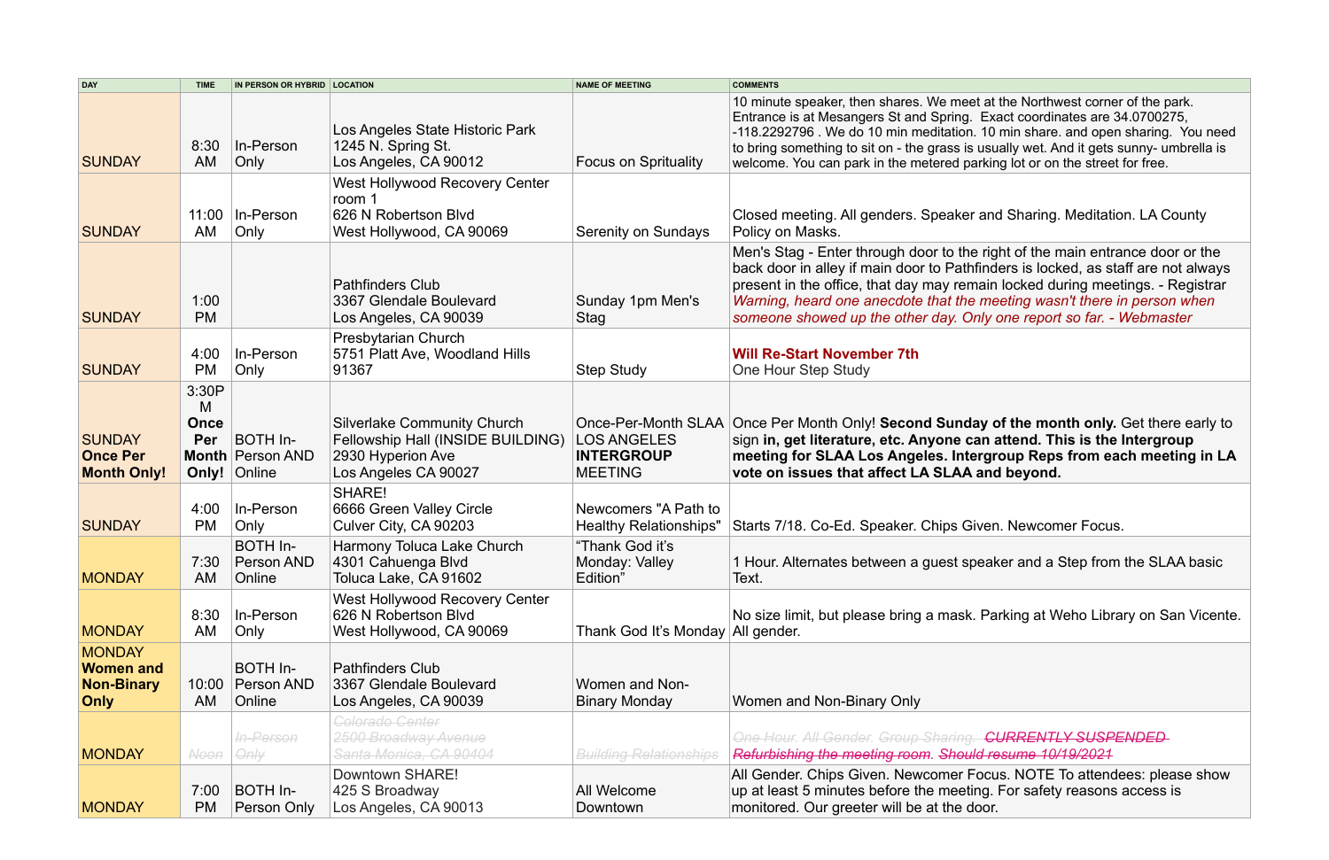| DAY | TIME | IN PERSON OR HYBRID | LOCATION | NAME OF MEETING | COMMENTS |
|---|---|---|---|---|---|
| SUNDAY | 8:30 AM | In-Person Only | Los Angeles State Historic Park 1245 N. Spring St. Los Angeles, CA 90012 | Focus on Sprituality | 10 minute speaker, then shares. We meet at the Northwest corner of the park. Entrance is at Mesangers St and Spring. Exact coordinates are 34.0700275, -118.2292796 . We do 10 min meditation. 10 min share. and open sharing. You need to bring something to sit on - the grass is usually wet. And it gets sunny- umbrella is welcome. You can park in the metered parking lot or on the street for free. |
| SUNDAY | 11:00 AM | In-Person Only | West Hollywood Recovery Center room 1 626 N Robertson Blvd West Hollywood, CA 90069 | Serenity on Sundays | Closed meeting. All genders. Speaker and Sharing. Meditation. LA County Policy on Masks. |
| SUNDAY | 1:00 PM | | Pathfinders Club 3367 Glendale Boulevard Los Angeles, CA 90039 | Sunday 1pm Men's Stag | Men's Stag - Enter through door to the right of the main entrance door or the back door in alley if main door to Pathfinders is locked, as staff are not always present in the office, that day may remain locked during meetings. - Registrar *Warning, heard one anecdote that the meeting wasn't there in person when someone showed up the other day. Only one report so far. - Webmaster* |
| SUNDAY | 4:00 PM | In-Person Only | Presbytarian Church 5751 Platt Ave, Woodland Hills 91367 | Step Study | **Will Re-Start November 7th** One Hour Step Study |
| SUNDAY **Once Per Month Only!** | 3:30PM **Once Per Month Only!** | BOTH In-Person AND Online | Silverlake Community Church Fellowship Hall (INSIDE BUILDING) 2930 Hyperion Ave Los Angeles CA 90027 | Once-Per-Month SLAA LOS ANGELES **INTERGROUP** MEETING | Once Per Month Only! **Second Sunday of the month only.** Get there early to sign **in, get literature, etc. Anyone can attend. This is the Intergroup meeting for SLAA Los Angeles. Intergroup Reps from each meeting in LA vote on issues that affect LA SLAA and beyond.** |
| SUNDAY | 4:00 PM | In-Person Only | SHARE! 6666 Green Valley Circle Culver City, CA 90203 | Newcomers "A Path to Healthy Relationships" | Starts 7/18. Co-Ed. Speaker. Chips Given. Newcomer Focus. |
| MONDAY | 7:30 AM | BOTH In-Person AND Online | Harmony Toluca Lake Church 4301 Cahuenga Blvd Toluca Lake, CA 91602 | "Thank God it's Monday: Valley Edition" | 1 Hour. Alternates between a guest speaker and a Step from the SLAA basic Text. |
| MONDAY | 8:30 AM | In-Person Only | West Hollywood Recovery Center 626 N Robertson Blvd West Hollywood, CA 90069 | Thank God It's Monday | No size limit, but please bring a mask. Parking at Weho Library on San Vicente. All gender. |
| MONDAY **Women and Non-Binary Only** | 10:00 AM | BOTH In-Person AND Online | Pathfinders Club 3367 Glendale Boulevard Los Angeles, CA 90039 | Women and Non-Binary Monday | Women and Non-Binary Only |
| MONDAY | ~~Noon~~ | ~~In-Person Only~~ | ~~Colorado Center 2500 Broadway Avenue Santa Monica, CA 90404~~ | ~~Building Relationships~~ | ~~One Hour. All Gender. Group Sharing. CURRENTLY SUSPENDED Refurbishing the meeting room. Should resume 10/19/2021~~ |
| MONDAY | 7:00 PM | BOTH In-Person Only | Downtown SHARE! 425 S Broadway Los Angeles, CA 90013 | All Welcome Downtown | All Gender. Chips Given. Newcomer Focus. NOTE To attendees: please show up at least 5 minutes before the meeting. For safety reasons access is monitored. Our greeter will be at the door. |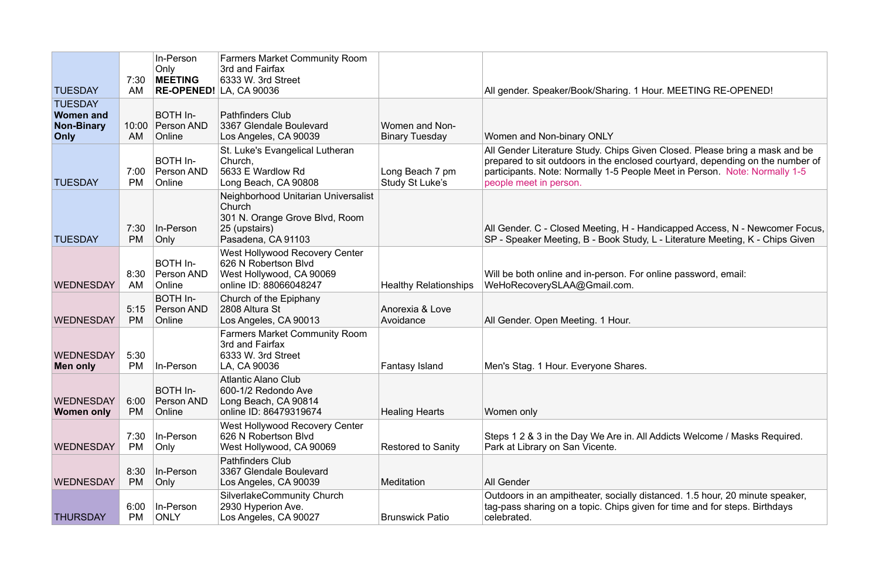| | | | | | |
|---|---|---|---|---|---|
| TUESDAY | 7:30 AM | In-Person Only **MEETING RE-OPENED!** | Farmers Market Community Room<br>3rd and Fairfax<br>6333 W. 3rd Street<br>LA, CA 90036 | | All gender. Speaker/Book/Sharing. 1 Hour. MEETING RE-OPENED! |
| TUESDAY **Women and Non-Binary Only** | 10:00 AM | BOTH In-Person AND Online | Pathfinders Club<br>3367 Glendale Boulevard<br>Los Angeles, CA 90039 | Women and Non-Binary Tuesday | Women and Non-binary ONLY |
| TUESDAY | 7:00 PM | BOTH In-Person AND Online | St. Luke's Evangelical Lutheran Church,<br>5633 E Wardlow Rd<br>Long Beach, CA 90808 | Long Beach 7 pm Study St Luke's | All Gender Literature Study. Chips Given Closed. Please bring a mask and be prepared to sit outdoors in the enclosed courtyard, depending on the number of participants. Note: Normally 1-5 People Meet in Person. Note: Normally 1-5 people meet in person. |
| TUESDAY | 7:30 PM | In-Person Only | Neighborhood Unitarian Universalist Church<br>301 N. Orange Grove Blvd, Room 25 (upstairs)<br>Pasadena, CA 91103 | | All Gender. C - Closed Meeting, H - Handicapped Access, N - Newcomer Focus, SP - Speaker Meeting, B - Book Study, L - Literature Meeting, K - Chips Given |
| WEDNESDAY | 8:30 AM | BOTH In-Person AND Online | West Hollywood Recovery Center<br>626 N Robertson Blvd<br>West Hollywood, CA 90069<br>online ID: 88066048247 | Healthy Relationships | Will be both online and in-person. For online password, email: WeHoRecoverySLAA@Gmail.com. |
| WEDNESDAY | 5:15 PM | BOTH In-Person AND Online | Church of the Epiphany<br>2808 Altura St<br>Los Angeles, CA 90013 | Anorexia & Love Avoidance | All Gender. Open Meeting. 1 Hour. |
| WEDNESDAY **Men only** | 5:30 PM | In-Person | Farmers Market Community Room<br>3rd and Fairfax<br>6333 W. 3rd Street<br>LA, CA 90036 | Fantasy Island | Men's Stag. 1 Hour. Everyone Shares. |
| WEDNESDAY **Women only** | 6:00 PM | BOTH In-Person AND Online | Atlantic Alano Club<br>600-1/2 Redondo Ave<br>Long Beach, CA 90814<br>online ID: 86479319674 | Healing Hearts | Women only |
| WEDNESDAY | 7:30 PM | In-Person Only | West Hollywood Recovery Center<br>626 N Robertson Blvd<br>West Hollywood, CA 90069 | Restored to Sanity | Steps 1 2 & 3 in the Day We Are in. All Addicts Welcome / Masks Required. Park at Library on San Vicente. |
| WEDNESDAY | 8:30 PM | In-Person Only | Pathfinders Club<br>3367 Glendale Boulevard<br>Los Angeles, CA 90039 | Meditation | All Gender |
| THURSDAY | 6:00 PM | In-Person ONLY | SilverlakeCommunity Church<br>2930 Hyperion Ave.<br>Los Angeles, CA 90027 | Brunswick Patio | Outdoors in an ampitheater, socially distanced. 1.5 hour, 20 minute speaker, tag-pass sharing on a topic. Chips given for time and for steps. Birthdays celebrated. |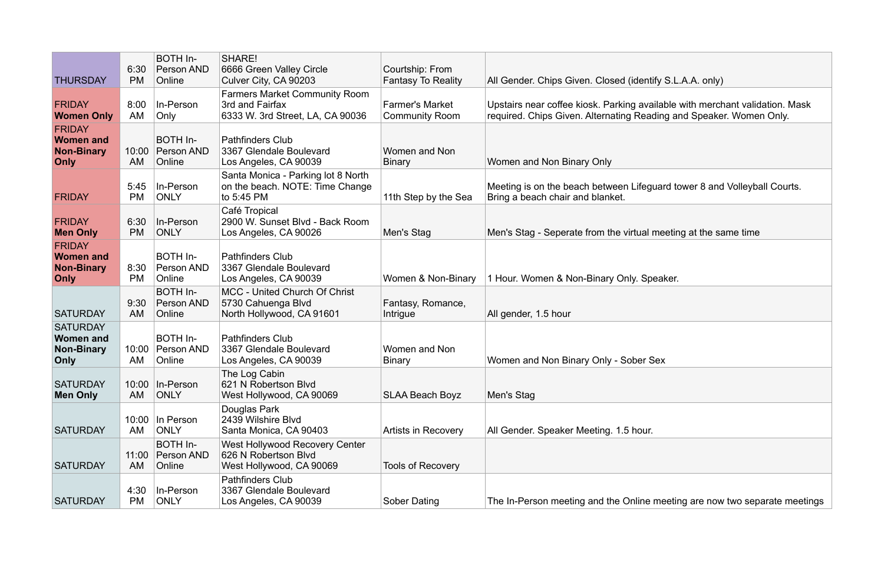| | | | | | |
|---|---|---|---|---|---|
| THURSDAY | 6:30 PM | BOTH In-Person AND Online | SHARE!<br>6666 Green Valley Circle<br>Culver City, CA 90203 | Courtship: From Fantasy To Reality | All Gender. Chips Given. Closed (identify S.L.A.A. only) |
| FRIDAY<br>**Women Only** | 8:00 AM | In-Person Only | Farmers Market Community Room<br>3rd and Fairfax<br>6333 W. 3rd Street, LA, CA 90036 | Farmer's Market Community Room | Upstairs near coffee kiosk. Parking available with merchant validation. Mask required. Chips Given. Alternating Reading and Speaker. Women Only. |
| FRIDAY<br>**Women and Non-Binary Only** | 10:00 AM | BOTH In-Person AND Online | Pathfinders Club<br>3367 Glendale Boulevard<br>Los Angeles, CA 90039 | Women and Non Binary | Women and Non Binary Only |
| FRIDAY | 5:45 PM | In-Person ONLY | Santa Monica - Parking lot 8 North on the beach. NOTE: Time Change to 5:45 PM | 11th Step by the Sea | Meeting is on the beach between Lifeguard tower 8 and Volleyball Courts. Bring a beach chair and blanket. |
| FRIDAY<br>**Men Only** | 6:30 PM | In-Person ONLY | Café Tropical<br>2900 W. Sunset Blvd - Back Room<br>Los Angeles, CA 90026 | Men's Stag | Men's Stag - Seperate from the virtual meeting at the same time |
| FRIDAY<br>**Women and Non-Binary Only** | 8:30 PM | BOTH In-Person AND Online | Pathfinders Club<br>3367 Glendale Boulevard<br>Los Angeles, CA 90039 | Women & Non-Binary | 1 Hour. Women & Non-Binary Only. Speaker. |
| SATURDAY | 9:30 AM | BOTH In-Person AND Online | MCC - United Church Of Christ<br>5730 Cahuenga Blvd<br>North Hollywood, CA 91601 | Fantasy, Romance, Intrigue | All gender, 1.5 hour |
| SATURDAY<br>**Women and Non-Binary Only** | 10:00 AM | BOTH In-Person AND Online | Pathfinders Club<br>3367 Glendale Boulevard<br>Los Angeles, CA 90039 | Women and Non Binary | Women and Non Binary Only - Sober Sex |
| SATURDAY<br>**Men Only** | 10:00 AM | In-Person ONLY | The Log Cabin<br>621 N Robertson Blvd<br>West Hollywood, CA 90069 | SLAA Beach Boyz | Men's Stag |
| SATURDAY | 10:00 AM | In Person ONLY | Douglas Park<br>2439 Wilshire Blvd<br>Santa Monica, CA 90403 | Artists in Recovery | All Gender. Speaker Meeting. 1.5 hour. |
| SATURDAY | 11:00 AM | BOTH In-Person AND Online | West Hollywood Recovery Center<br>626 N Robertson Blvd<br>West Hollywood, CA 90069 | Tools of Recovery | |
| SATURDAY | 4:30 PM | In-Person ONLY | Pathfinders Club<br>3367 Glendale Boulevard<br>Los Angeles, CA 90039 | Sober Dating | The In-Person meeting and the Online meeting are now two separate meetings |